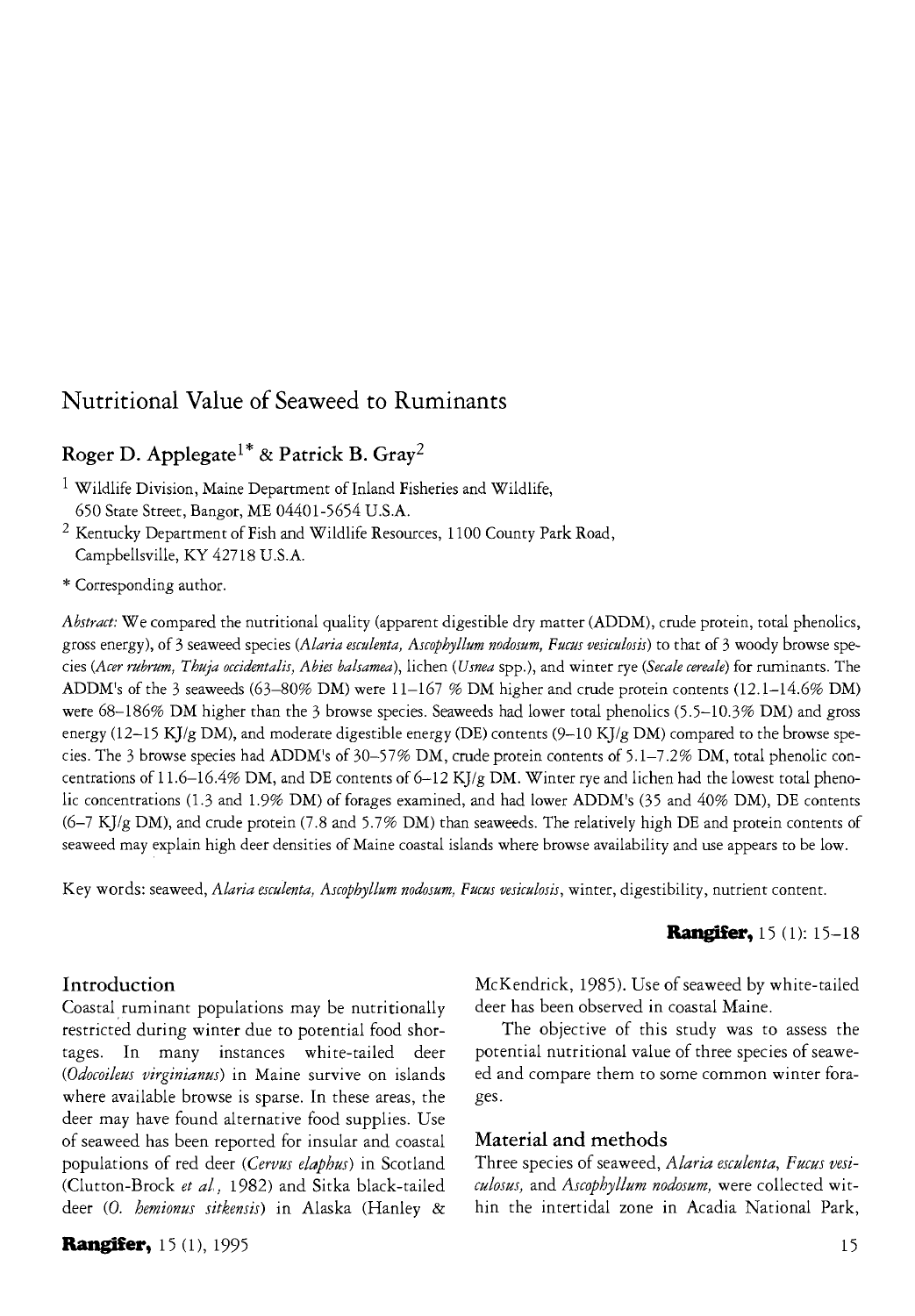# Nutritional Value of Seaweed to Ruminants

## Roger D. Applegate[1*] & Patrick B. Gray[2]

[1] Wildlife Division, Maine Department of Inland Fisheries and Wildlife, 650 State Street, Bangor, ME 04401-5654 U.S.A.

[2] Kentucky Department of Fish and Wildlife Resources, 1100 County Park Road, Campbellsville, KY 42718 U.S.A.

* Corresponding author.

*Abstract:* We compared the nutritional quality (apparent digestible dry matter (ADDM), crude protein, total phenolics, gross energy), of 3 seaweed species (*Alaria esculenta, Ascophyllum nodosum, Fucus vesiculosis*) to that of 3 woody browse species (*Acer rubrum, Thuja occidentalis, Abies balsamea*), lichen (*Usnea* spp.), and winter rye (*Secale cereale*) for ruminants. The ADDM's of the 3 seaweeds (63–80% DM) were 11–167 % DM higher and crude protein contents (12.1–14.6% DM) were 68–186% DM higher than the 3 browse species. Seaweeds had lower total phenolics (5.5–10.3% DM) and gross energy (12–15 KJ/g DM), and moderate digestible energy (DE) contents (9–10 KJ/g DM) compared to the browse species. The 3 browse species had ADDM's of 30–57% DM, crude protein contents of 5.1–7.2% DM, total phenolic concentrations of 11.6–16.4% DM, and DE contents of 6–12 KJ/g DM. Winter rye and lichen had the lowest total phenolic concentrations (1.3 and 1.9% DM) of forages examined, and had lower ADDM's (35 and 40% DM), DE contents (6–7 KJ/g DM), and crude protein (7.8 and 5.7% DM) than seaweeds. The relatively high DE and protein contents of seaweed may explain high deer densities of Maine coastal islands where browse availability and use appears to be low.

Key words: seaweed, *Alaria esculenta, Ascophyllum nodosum, Fucus vesiculosis*, winter, digestibility, nutrient content.

## Introduction

Coastal ruminant populations may be nutritionally restricted during winter due to potential food shortages. In many instances white-tailed deer (*Odocoileus virginianus*) in Maine survive on islands where available browse is sparse. In these areas, the deer may have found alternative food supplies. Use of seaweed has been reported for insular and coastal populations of red deer (*Cervus elaphus*) in Scotland (Clutton-Brock *et al.*, 1982) and Sitka black-tailed deer (*O. hemionus sitkensis*) in Alaska (Hanley & McKendrick, 1985). Use of seaweed by white-tailed deer has been observed in coastal Maine.

The objective of this study was to assess the potential nutritional value of three species of seaweed and compare them to some common winter forages.

## Material and methods

Three species of seaweed, *Alaria esculenta, Fucus vesiculosus*, and *Ascophyllum nodosum*, were collected within the intertidal zone in Acadia National Park,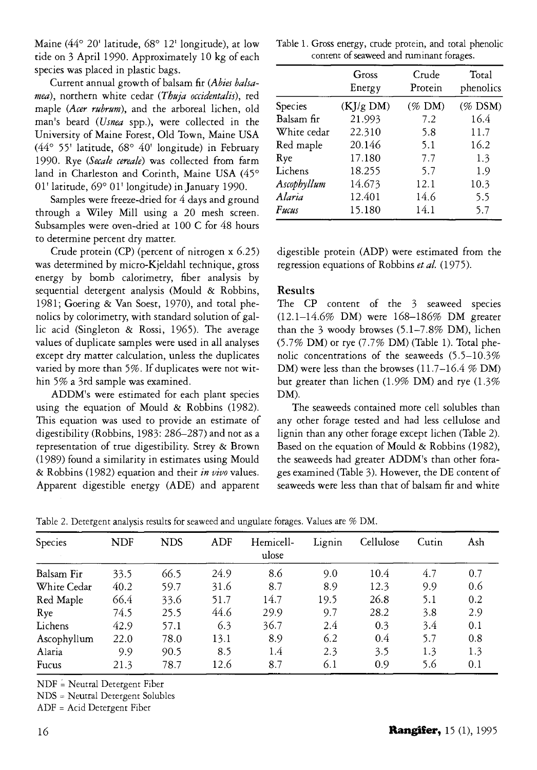Maine (44° 20' latitude, 68° 12' longitude), at low tide on 3 April 1990. Approximately 10 kg of each species was placed in plastic bags.

Current annual growth of balsam fir (*Abies balsamea*), northern white cedar (*Thuja occidentalis*), red maple (*Acer rubrum*), and the arboreal lichen, old man's beard (*Usnea* spp.), were collected in the University of Maine Forest, Old Town, Maine USA (44° 55' latitude, 68° 40' longitude) in February 1990. Rye (*Secale cereale*) was collected from farm land in Charleston and Corinth, Maine USA (45° 01' latitude, 69° 01' longitude) in January 1990.

Samples were freeze-dried for 4 days and ground through a Wiley Mill using a 20 mesh screen. Subsamples were oven-dried at 100 C for 48 hours to determine percent dry matter.

Crude protein (CP) (percent of nitrogen x 6.25) was determined by micro-Kjeldahl technique, gross energy by bomb calorimetry, fiber analysis by sequential detergent analysis (Mould & Robbins, 1981; Goering & Van Soest, 1970), and total phenolics by colorimetry, with standard solution of gallic acid (Singleton & Rossi, 1965). The average values of duplicate samples were used in all analyses except dry matter calculation, unless the duplicates varied by more than 5%. If duplicates were not within 5% a 3rd sample was examined.

ADDM's were estimated for each plant species using the equation of Mould & Robbins (1982). This equation was used to provide an estimate of digestibility (Robbins, 1983: 286–287) and not as a representation of true digestibility. Strey & Brown (1989) found a similarity in estimates using Mould & Robbins (1982) equation and their *in vivo* values. Apparent digestible energy (ADE) and apparent digestible protein (ADP) were estimated from the regression equations of Robbins *et al.* (1975).

Table 1. Gross energy, crude protein, and total phenolic content of seaweed and ruminant forages.

| | Gross Energy | Crude Protein | Total phenolics |
|---|---|---|---|
| Species | (KJ/g DM) | (% DM) | (% DSM) |
| Balsam fir | 21.993 | 7.2 | 16.4 |
| White cedar | 22.310 | 5.8 | 11.7 |
| Red maple | 20.146 | 5.1 | 16.2 |
| Rye | 17.180 | 7.7 | 1.3 |
| Lichens | 18.255 | 5.7 | 1.9 |
| *Ascophyllum* | 14.673 | 12.1 | 10.3 |
| *Alaria* | 12.401 | 14.6 | 5.5 |
| *Fucus* | 15.180 | 14.1 | 5.7 |

## Results

The CP content of the 3 seaweed species (12.1–14.6% DM) were 168–186% DM greater than the 3 woody browses (5.1–7.8% DM), lichen (5.7% DM) or rye (7.7% DM) (Table 1). Total phenolic concentrations of the seaweeds (5.5–10.3% DM) were less than the browses (11.7–16.4 % DM) but greater than lichen (1.9% DM) and rye (1.3% DM).

The seaweeds contained more cell solubles than any other forage tested and had less cellulose and lignin than any other forage except lichen (Table 2). Based on the equation of Mould & Robbins (1982), the seaweeds had greater ADDM's than other forages examined (Table 3). However, the DE content of seaweeds were less than that of balsam fir and white

Table 2. Detergent analysis results for seaweed and ungulate forages. Values are % DM.

| Species | NDF | NDS | ADF | Hemicellulose | Lignin | Cellulose | Cutin | Ash |
|---|---|---|---|---|---|---|---|---|
| Balsam Fir | 33.5 | 66.5 | 24.9 | 8.6 | 9.0 | 10.4 | 4.7 | 0.7 |
| White Cedar | 40.2 | 59.7 | 31.6 | 8.7 | 8.9 | 12.3 | 9.9 | 0.6 |
| Red Maple | 66.4 | 33.6 | 51.7 | 14.7 | 19.5 | 26.8 | 5.1 | 0.2 |
| Rye | 74.5 | 25.5 | 44.6 | 29.9 | 9.7 | 28.2 | 3.8 | 2.9 |
| Lichens | 42.9 | 57.1 | 6.3 | 36.7 | 2.4 | 0.3 | 3.4 | 0.1 |
| Ascophyllum | 22.0 | 78.0 | 13.1 | 8.9 | 6.2 | 0.4 | 5.7 | 0.8 |
| Alaria | 9.9 | 90.5 | 8.5 | 1.4 | 2.3 | 3.5 | 1.3 | 1.3 |
| Fucus | 21.3 | 78.7 | 12.6 | 8.7 | 6.1 | 0.9 | 5.6 | 0.1 |

NDF = Neutral Detergent Fiber

NDS = Neutral Detergent Solubles

ADF = Acid Detergent Fiber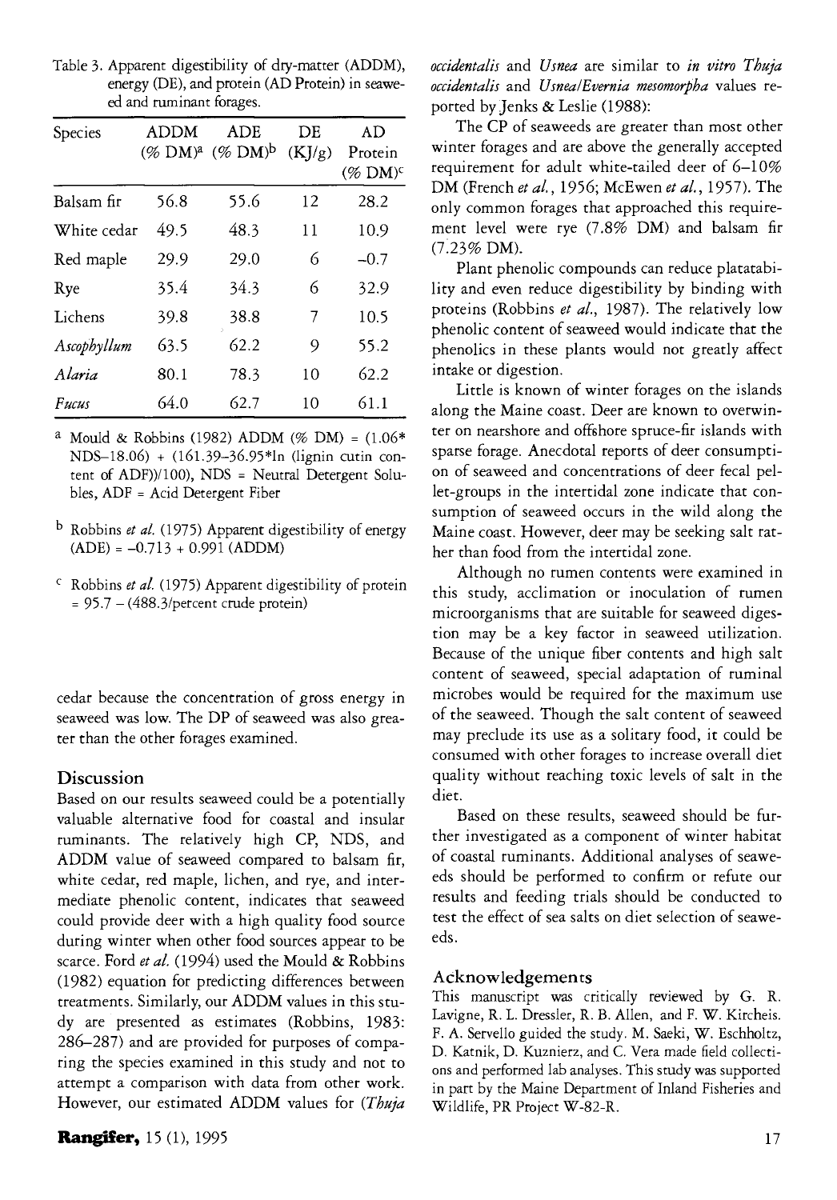Table 3. Apparent digestibility of dry-matter (ADDM), energy (DE), and protein (AD Protein) in seaweed and ruminant forages.

| Species | ADDM (% DM)[a] | ADE (% DM)[b] | DE (KJ/g) | AD Protein (% DM)[c] |
|---|---|---|---|---|
| Balsam fir | 56.8 | 55.6 | 12 | 28.2 |
| White cedar | 49.5 | 48.3 | 11 | 10.9 |
| Red maple | 29.9 | 29.0 | 6 | −0.7 |
| Rye | 35.4 | 34.3 | 6 | 32.9 |
| Lichens | 39.8 | 38.8 | 7 | 10.5 |
| *Ascophyllum* | 63.5 | 62.2 | 9 | 55.2 |
| *Alaria* | 80.1 | 78.3 | 10 | 62.2 |
| *Fucus* | 64.0 | 62.7 | 10 | 61.1 |

[a] Mould & Robbins (1982) ADDM (% DM) = (1.06* NDS–18.06) + (161.39–36.95*ln (lignin cutin content of ADF))/100), NDS = Neutral Detergent Solubles, ADF = Acid Detergent Fiber

[b] Robbins *et al.* (1975) Apparent digestibility of energy (ADE) = –0.713 + 0.991 (ADDM)

[c] Robbins *et al.* (1975) Apparent digestibility of protein = 95.7 – (488.3/percent crude protein)

cedar because the concentration of gross energy in seaweed was low. The DP of seaweed was also greater than the other forages examined.

## Discussion

Based on our results seaweed could be a potentially valuable alternative food for coastal and insular ruminants. The relatively high CP, NDS, and ADDM value of seaweed compared to balsam fir, white cedar, red maple, lichen, and rye, and intermediate phenolic content, indicates that seaweed could provide deer with a high quality food source during winter when other food sources appear to be scarce. Ford *et al.* (1994) used the Mould & Robbins (1982) equation for predicting differences between treatments. Similarly, our ADDM values in this study are presented as estimates (Robbins, 1983: 286–287) and are provided for purposes of comparing the species examined in this study and not to attempt a comparison with data from other work. However, our estimated ADDM values for (*Thuja occidentalis* and *Usnea* are similar to *in vitro Thuja occidentalis* and *Usnea/Evernia mesomorpha* values reported by Jenks & Leslie (1988):

The CP of seaweeds are greater than most other winter forages and are above the generally accepted requirement for adult white-tailed deer of 6–10% DM (French *et al.*, 1956; McEwen *et al.*, 1957). The only common forages that approached this requirement level were rye (7.8% DM) and balsam fir (7.23% DM).

Plant phenolic compounds can reduce platatability and even reduce digestibility by binding with proteins (Robbins *et al.*, 1987). The relatively low phenolic content of seaweed would indicate that the phenolics in these plants would not greatly affect intake or digestion.

Little is known of winter forages on the islands along the Maine coast. Deer are known to overwinter on nearshore and offshore spruce-fir islands with sparse forage. Anecdotal reports of deer consumption of seaweed and concentrations of deer fecal pellet-groups in the intertidal zone indicate that consumption of seaweed occurs in the wild along the Maine coast. However, deer may be seeking salt rather than food from the intertidal zone.

Although no rumen contents were examined in this study, acclimation or inoculation of rumen microorganisms that are suitable for seaweed digestion may be a key factor in seaweed utilization. Because of the unique fiber contents and high salt content of seaweed, special adaptation of ruminal microbes would be required for the maximum use of the seaweed. Though the salt content of seaweed may preclude its use as a solitary food, it could be consumed with other forages to increase overall diet quality without reaching toxic levels of salt in the diet.

Based on these results, seaweed should be further investigated as a component of winter habitat of coastal ruminants. Additional analyses of seaweeds should be performed to confirm or refute our results and feeding trials should be conducted to test the effect of sea salts on diet selection of seaweeds.

## Acknowledgements

This manuscript was critically reviewed by G. R. Lavigne, R. L. Dressler, R. B. Allen, and F. W. Kircheis. F. A. Servello guided the study. M. Saeki, W. Eschholtz, D. Katnik, D. Kuznierz, and C. Vera made field collections and performed lab analyses. This study was supported in part by the Maine Department of Inland Fisheries and Wildlife, PR Project W-82-R.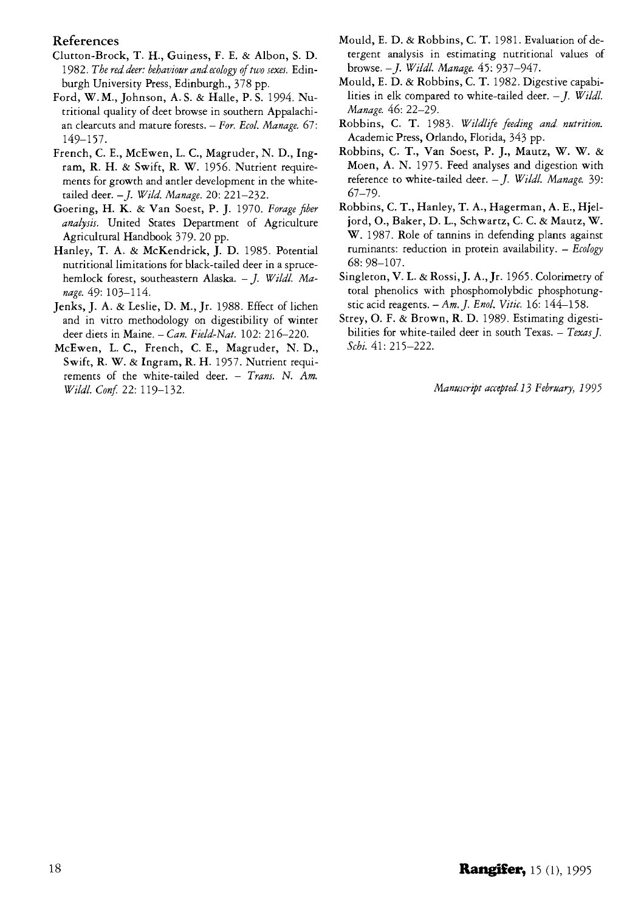## References

Clutton-Brock, T. H., Guiness, F. E. & Albon, S. D. 1982. *The red deer: behaviour and ecology of two sexes.* Edinburgh University Press, Edinburgh., 378 pp.

Ford, W. M., Johnson, A. S. & Halle, P. S. 1994. Nutritional quality of deer browse in southern Appalachian clearcuts and mature forests. – *For. Ecol. Manage.* 67: 149–157.

French, C. E., McEwen, L. C., Magruder, N. D., Ingram, R. H. & Swift, R. W. 1956. Nutrient requirements for growth and antler development in the white-tailed deer. – *J. Wild. Manage.* 20: 221–232.

Goering, H. K. & Van Soest, P. J. 1970. *Forage fiber analysis.* United States Department of Agriculture Agricultural Handbook 379. 20 pp.

Hanley, T. A. & McKendrick, J. D. 1985. Potential nutritional limitations for black-tailed deer in a spruce-hemlock forest, southeastern Alaska. – *J. Wildl. Manage.* 49: 103–114.

Jenks, J. A. & Leslie, D. M., Jr. 1988. Effect of lichen and in vitro methodology on digestibility of winter deer diets in Maine. – *Can. Field-Nat.* 102: 216–220.

McEwen, L. C., French, C. E., Magruder, N. D., Swift, R. W. & Ingram, R. H. 1957. Nutrient requirements of the white-tailed deer. – *Trans. N. Am. Wildl. Conf.* 22: 119–132.

Mould, E. D. & Robbins, C. T. 1981. Evaluation of detergent analysis in estimating nutritional values of browse. – *J. Wildl. Manage.* 45: 937–947.

Mould, E. D. & Robbins, C. T. 1982. Digestive capabilities in elk compared to white-tailed deer. – *J. Wildl. Manage.* 46: 22–29.

Robbins, C. T. 1983. *Wildlife feeding and nutrition.* Academic Press, Orlando, Florida, 343 pp.

Robbins, C. T., Van Soest, P. J., Mautz, W. W. & Moen, A. N. 1975. Feed analyses and digestion with reference to white-tailed deer. – *J. Wildl. Manage.* 39: 67–79.

Robbins, C. T., Hanley, T. A., Hagerman, A. E., Hjeljord, O., Baker, D. L., Schwartz, C. C. & Mautz, W. W. 1987. Role of tannins in defending plants against ruminants: reduction in protein availability. – *Ecology* 68: 98–107.

Singleton, V. L. & Rossi, J. A., Jr. 1965. Colorimetry of total phenolics with phosphomolybdic phosphotungstic acid reagents. – *Am. J. Enol. Vitic.* 16: 144–158.

Strey, O. F. & Brown, R. D. 1989. Estimating digestibilities for white-tailed deer in south Texas. – *Texas J. Schi.* 41: 215–222.

*Manuscript accepted 13 February, 1995*